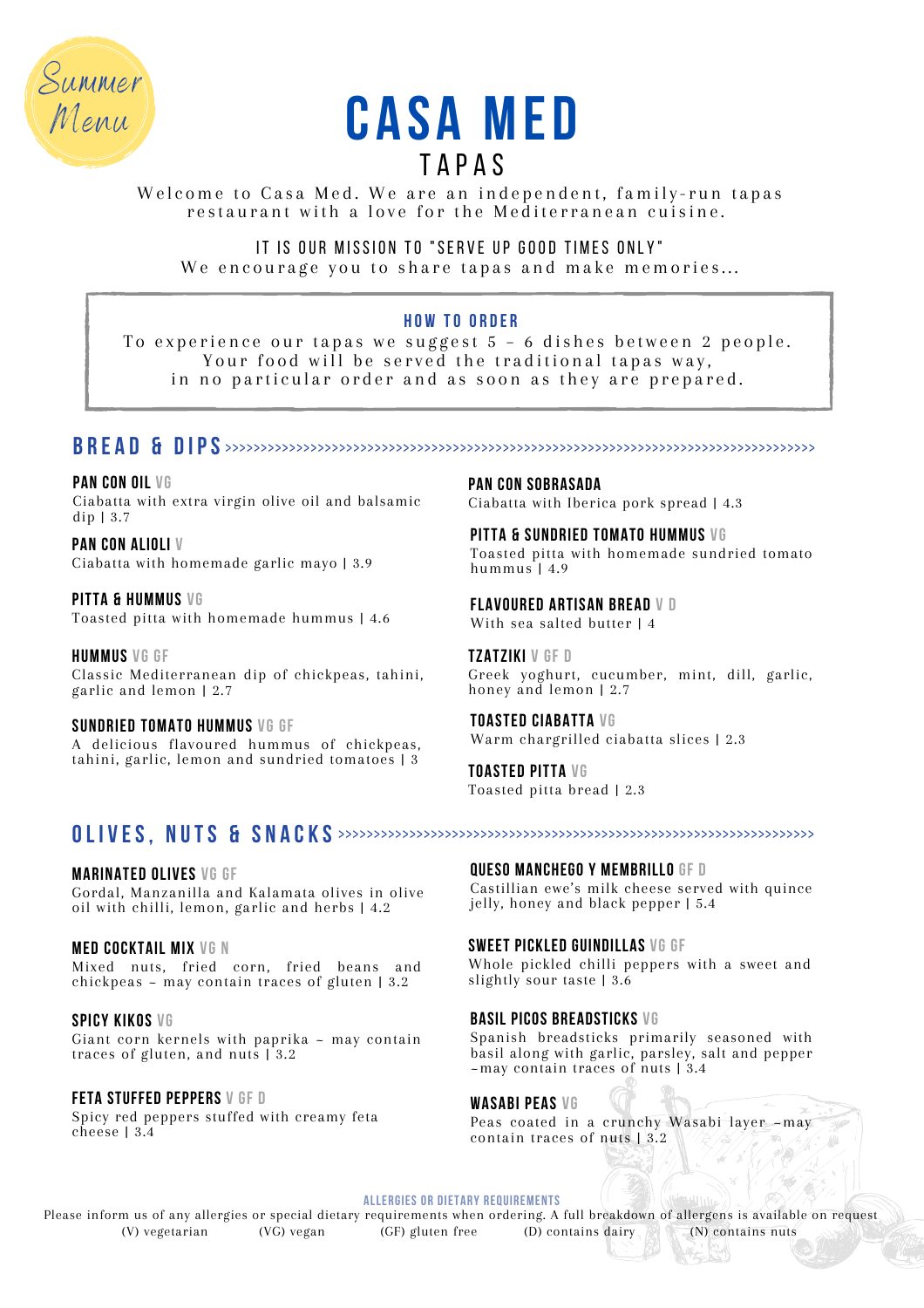Summer Menu

# CASA MED

## TAPAS

Welcome to Casa Med. We are an independent, family-run tapas restaurant with a love for the Mediterranean cuisine.

IT IS OUR MISSION TO "SERVE UP GOOD TIMES ONLY"
We encourage you to share tapas and make memories...

### HOW TO ORDER

To experience our tapas we suggest 5 – 6 dishes between 2 people.
Your food will be served the traditional tapas way,
in no particular order and as soon as they are prepared.

## BREAD & DIPS

**PAN CON OIL** VG
Ciabatta with extra virgin olive oil and balsamic dip | 3.7

**PAN CON ALIOLI** V
Ciabatta with homemade garlic mayo | 3.9

**PITTA & HUMMUS** VG
Toasted pitta with homemade hummus | 4.6

**HUMMUS** VG GF
Classic Mediterranean dip of chickpeas, tahini, garlic and lemon | 2.7

**SUNDRIED TOMATO HUMMUS** VG GF
A delicious flavoured hummus of chickpeas, tahini, garlic, lemon and sundried tomatoes | 3

**PAN CON SOBRASADA**
Ciabatta with Iberica pork spread | 4.3

**PITTA & SUNDRIED TOMATO HUMMUS** VG
Toasted pitta with homemade sundried tomato hummus | 4.9

**FLAVOURED ARTISAN BREAD** V D
With sea salted butter | 4

**TZATZIKI** V GF D
Greek yoghurt, cucumber, mint, dill, garlic, honey and lemon | 2.7

**TOASTED CIABATTA** VG
Warm chargrilled ciabatta slices | 2.3

**TOASTED PITTA** VG
Toasted pitta bread | 2.3

## OLIVES, NUTS & SNACKS

**MARINATED OLIVES** VG GF
Gordal, Manzanilla and Kalamata olives in olive oil with chilli, lemon, garlic and herbs | 4.2

**MED COCKTAIL MIX** VG N
Mixed nuts, fried corn, fried beans and chickpeas – may contain traces of gluten | 3.2

**SPICY KIKOS** VG
Giant corn kernels with paprika – may contain traces of gluten, and nuts | 3.2

**FETA STUFFED PEPPERS** V GF D
Spicy red peppers stuffed with creamy feta cheese | 3.4

**QUESO MANCHEGO Y MEMBRILLO** GF D
Castillian ewe's milk cheese served with quince jelly, honey and black pepper | 5.4

**SWEET PICKLED GUINDILLAS** VG GF
Whole pickled chilli peppers with a sweet and slightly sour taste | 3.6

**BASIL PICOS BREADSTICKS** VG
Spanish breadsticks primarily seasoned with basil along with garlic, parsley, salt and pepper –may contain traces of nuts | 3.4

**WASABI PEAS** VG
Peas coated in a crunchy Wasabi layer –may contain traces of nuts | 3.2

### ALLERGIES OR DIETARY REQUIREMENTS

Please inform us of any allergies or special dietary requirements when ordering. A full breakdown of allergens is available on request

(V) vegetarian (VG) vegan (GF) gluten free (D) contains dairy (N) contains nuts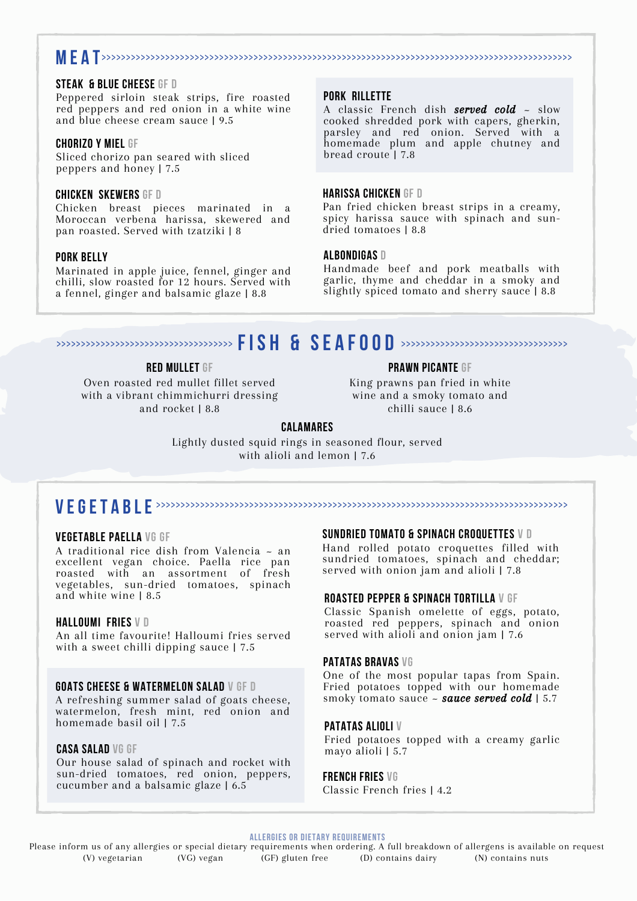# MEAT

### STEAK & BLUE CHEESE GF D
Peppered sirloin steak strips, fire roasted red peppers and red onion in a white wine and blue cheese cream sauce | 9.5

### CHORIZO Y MIEL GF
Sliced chorizo pan seared with sliced peppers and honey | 7.5

### CHICKEN SKEWERS GF D
Chicken breast pieces marinated in a Moroccan verbena harissa, skewered and pan roasted. Served with tzatziki | 8

### PORK BELLY
Marinated in apple juice, fennel, ginger and chilli, slow roasted for 12 hours. Served with a fennel, ginger and balsamic glaze | 8.8

### PORK RILLETTE
A classic French dish ***served cold*** ~ slow cooked shredded pork with capers, gherkin, parsley and red onion. Served with a homemade plum and apple chutney and bread croute | 7.8

### HARISSA CHICKEN GF D
Pan fried chicken breast strips in a creamy, spicy harissa sauce with spinach and sun-dried tomatoes | 8.8

### ALBONDIGAS D
Handmade beef and pork meatballs with garlic, thyme and cheddar in a smoky and slightly spiced tomato and sherry sauce | 8.8

# FISH & SEAFOOD

### RED MULLET GF
Oven roasted red mullet fillet served with a vibrant chimmichurri dressing and rocket | 8.8

### PRAWN PICANTE GF
King prawns pan fried in white wine and a smoky tomato and chilli sauce | 8.6

### CALAMARES
Lightly dusted squid rings in seasoned flour, served with alioli and lemon | 7.6

# VEGETABLE

### VEGETABLE PAELLA VG GF
A traditional rice dish from Valencia ~ an excellent vegan choice. Paella rice pan roasted with an assortment of fresh vegetables, sun-dried tomatoes, spinach and white wine | 8.5

### HALLOUMI FRIES V D
An all time favourite! Halloumi fries served with a sweet chilli dipping sauce | 7.5

### GOATS CHEESE & WATERMELON SALAD V GF D
A refreshing summer salad of goats cheese, watermelon, fresh mint, red onion and homemade basil oil | 7.5

### CASA SALAD VG GF
Our house salad of spinach and rocket with sun-dried tomatoes, red onion, peppers, cucumber and a balsamic glaze | 6.5

### SUNDRIED TOMATO & SPINACH CROQUETTES V D
Hand rolled potato croquettes filled with sundried tomatoes, spinach and cheddar; served with onion jam and alioli | 7.8

### ROASTED PEPPER & SPINACH TORTILLA V GF
Classic Spanish omelette of eggs, potato, roasted red peppers, spinach and onion served with alioli and onion jam | 7.6

### PATATAS BRAVAS VG
One of the most popular tapas from Spain. Fried potatoes topped with our homemade smoky tomato sauce ~ ***sauce served cold*** | 5.7

### PATATAS ALIOLI V
Fried potatoes topped with a creamy garlic mayo alioli | 5.7

### FRENCH FRIES VG
Classic French fries | 4.2

**ALLERGIES OR DIETARY REQUIREMENTS**

Please inform us of any allergies or special dietary requirements when ordering. A full breakdown of allergens is available on request

(V) vegetarian (VG) vegan (GF) gluten free (D) contains dairy (N) contains nuts